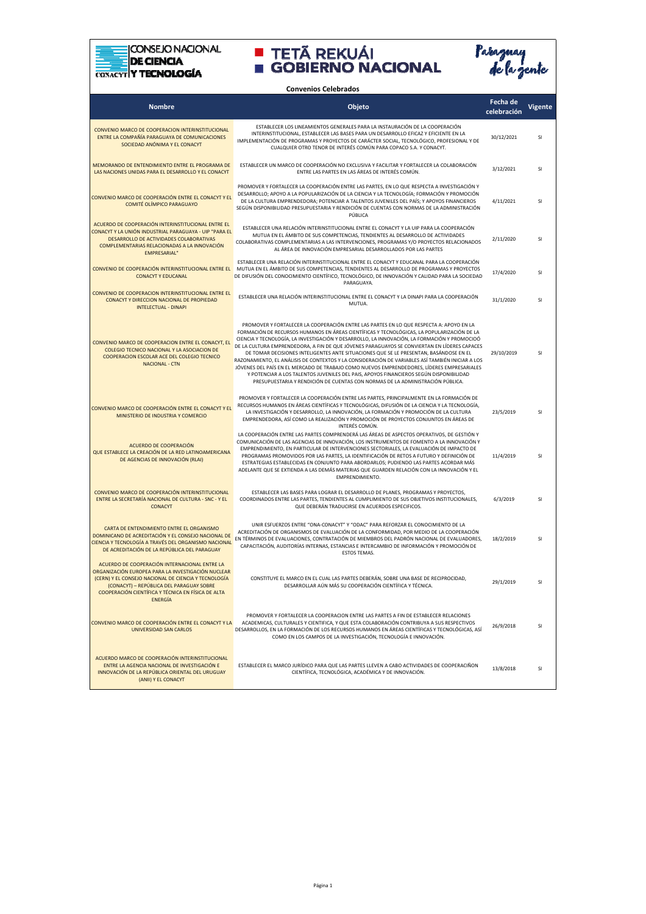## Convenios Celebrados

| Nombre | Objeto | Fecha de celebración | Vigente |
|---|---|---|---|
| CONVENIO MARCO DE COOPERACION INTERINSTITUCIONAL ENTRE LA COMPAÑÍA PARAGUAYA DE COMUNICACIONES SOCIEDAD ANÓNIMA Y EL CONACYT | ESTABLECER LOS LINEAMIENTOS GENERALES PARA LA INSTAURACIÓN DE LA COOPERACIÓN INTERINSTITUCIONAL, ESTABLECER LAS BASES PARA UN DESARROLLO EFICAZ Y EFICIENTE EN LA IMPLEMENTACIÓN DE PROGRAMAS Y PROYECTOS DE CARÁCTER SOCIAL, TECNOLÓGICO, PROFESIONAL Y DE CUALQUIER OTRO TENOR DE INTERÉS COMÚN PARA COPACO S.A. Y CONACYT. | 30/12/2021 | SI |
| MEMORANDO DE ENTENDIMIENTO ENTRE EL PROGRAMA DE LAS NACIONES UNIDAS PARA EL DESARROLLO Y EL CONACYT | ESTABLECER UN MARCO DE COOPERACIÓN NO EXCLUSIVA Y FACILITAR Y FORTALECER LA COLABORACIÓN ENTRE LAS PARTES EN LAS ÁREAS DE INTERÉS COMÚN. | 3/12/2021 | SI |
| CONVENIO MARCO DE COOPERACIÓN ENTRE EL CONACYT Y EL COMITÉ OLÍMPICO PARAGUAYO | PROMOVER Y FORTALECER LA COOPERACIÓN ENTRE LAS PARTES, EN LO QUE RESPECTA A INVESTIGACIÓN Y DESARROLLO; APOYO A LA POPULARIZACIÓN DE LA CIENCIA Y LA TECNOLOGÍA; FORMACIÓN Y PROMOCIÓN DE LA CULTURA EMPRENDEDORA; POTENCIAR A TALENTOS JUVENILES DEL PAÍS; Y APOYOS FINANCIEROS SEGÚN DISPONIBILIDAD PRESUPUESTARIA Y RENDICIÓN DE CUENTAS CON NORMAS DE LA ADMINISTRACIÓN PÚBLICA | 4/11/2021 | SI |
| ACUERDO DE COOPERACIÓN INTERINSTITUCIONAL ENTRE EL CONACYT Y LA UNIÓN INDUSTRIAL PARAGUAYA - UIP "PARA EL DESARROLLO DE ACTIVIDADES COLABORATIVAS COMPLEMENTARIAS RELACIONADAS A LA INNOVACIÓN EMPRESARIAL" | ESTABLECER UNA RELACIÓN INTERINSTITUCIONAL ENTRE EL CONACYT Y LA UIP PARA LA COOPERACIÓN MUTUA EN EL ÁMBITO DE SUS COMPETENCIAS, TENDIENTES AL DESARROLLO DE ACTIVIDADES COLABORATIVAS COMPLEMENTARIAS A LAS INTERVENCIONES, PROGRAMAS Y/O PROYECTOS RELACIONADOS AL ÁREA DE INNOVACIÓN EMPRESARIAL DESARROLLADOS POR LAS PARTES | 2/11/2020 | SI |
| CONVENIO DE COOPERACIÓN INTERINSTITUCIONAL ENTRE EL CONACYT Y EDUCANAL | ESTABLECER UNA RELACIÓN INTERINSTITUCIONAL ENTRE EL CONACYT Y EDUCANAL PARA LA COOPERACIÓN MUTUA EN EL ÁMBITO DE SUS COMPETENCIAS, TENDIENTES AL DESARROLLO DE PROGRAMAS Y PROYECTOS DE DIFUSIÓN DEL CONOCIMIENTO CIENTÍFICO, TECNOLÓGICO, DE INNOVACIÓN Y CALIDAD PARA LA SOCIEDAD PARAGUAYA. | 17/4/2020 | SI |
| CONVENIO DE COOPERACION INTERINSTITUCIONAL ENTRE EL CONACYT Y DIRECCION NACIONAL DE PROPIEDAD INTELECTUAL - DINAPI | ESTABLECER UNA RELACIÓN INTERINSTITUCIONAL ENTRE EL CONACYT Y LA DINAPI PARA LA COOPERACIÓN MUTUA. | 31/1/2020 | SI |
| CONVENIO MARCO DE COOPERACION ENTRE EL CONACYT, EL COLEGIO TECNICO NACIONAL Y LA ASOCIACION DE COOPERACION ESCOLAR ACE DEL COLEGIO TECNICO NACIONAL - CTN | PROMOVER Y FORTALECER LA COOPERACIÓN ENTRE LAS PARTES EN LO QUE RESPECTA A: APOYO EN LA FORMACIÓN DE RECURSOS HUMANOS EN ÁREAS CIENTÍFICAS Y TECNOLÓGICAS, LA POPULARIZACIÓN DE LA CIENCIA Y TECNOLOGÍA, LA INVESTIGACIÓN Y DESARROLLO, LA INNOVACIÓN, LA FORMACIÓN Y PROMOCIOÓ DE LA CULTURA EMPRENDEDORA, A FIN DE QUE JÓVENES PARAGUAYOS SE CONVIERTAN EN LÍDERES CAPACES DE TOMAR DECISIONES INTELIGENTES ANTE SITUACIONES QUE SE LE PRESENTAN, BASÁNDOSE EN EL RAZONAMIENTO, EL ANÁLISIS DE CONTEXTOS Y LA CONSIDERACIÓN DE VARIABLES ASÍ TAMBIÉN INICIAR A LOS JÓVENES DEL PAÍS EN EL MERCADO DE TRABAJO COMO NUEVOS EMPRENDEDORES, LÍDERES EMPRESARIALES Y POTENCIAR A LOS TALENTOS JUVENILES DEL PAIS, APOYOS FINANCIEROS SEGÚN DISPONIBILIDAD PRESUPUESTARIA Y RENDICIÓN DE CUENTAS CON NORMAS DE LA ADMINISTRACIÓN PÚBLICA. | 29/10/2019 | SI |
| CONVENIO MARCO DE COOPERACIÓN ENTRE EL CONACYT Y EL MINISTERIO DE INDUSTRIA Y COMERCIO | PROMOVER Y FORTALECER LA COOPERACIÓN ENTRE LAS PARTES, PRINCIPALMENTE EN LA FORMACIÓN DE RECURSOS HUMANOS EN ÁREAS CIENTÍFICAS Y TECNOLÓGICAS, DIFUSIÓN DE LA CIENCIA Y LA TECNOLOGÍA, LA INVESTIGACIÓN Y DESARROLLO, LA INNOVACIÓN, LA FORMACIÓN Y PROMOCIÓN DE LA CULTURA EMPRENDEDORA, ASÍ COMO LA REALIZACIÓN Y PROMOCIÓN DE PROYECTOS CONJUNTOS EN ÁREAS DE INTERÉS COMÚN. | 23/5/2019 | SI |
| ACUERDO DE COOPERACIÓN QUE ESTABLECE LA CREACIÓN DE LA RED LATINOAMERICANA DE AGENCIAS DE INNOVACIÓN (RLAI) | LA COOPERACIÓN ENTRE LAS PARTES COMPRENDERÁ LAS ÁREAS DE ASPECTOS OPERATIVOS, DE GESTIÓN Y COMUNICACIÓN DE LAS AGENCIAS DE INNOVACIÓN, LOS INSTRUMENTOS DE FOMENTO A LA INNOVACIÓN Y EMPRENDIMIENTO, EN PARTICULAR DE INTERVENCIONES SECTORIALES, LA EVALUACIÓN DE IMPACTO DE PROGRAMAS PROMOVIDOS POR LAS PARTES, LA IDENTIFICACIÓN DE RETOS A FUTURO Y DEFINICIÓN DE ESTRATEGIAS ESTABLECIDAS EN CONJUNTO PARA ABORDARLOS; PUDIENDO LAS PARTES ACORDAR MÁS ADELANTE QUE SE EXTIENDA A LAS DEMÁS MATERIAS QUE GUARDEN RELACIÓN CON LA INNOVACIÓN Y EL EMPRENDIMIENTO. | 11/4/2019 | SI |
| CONVENIO MARCO DE COOPERACIÓN INTERINSTITUCIONAL ENTRE LA SECRETARÍA NACIONAL DE CULTURA - SNC - Y EL CONACYT | ESTABLECER LAS BASES PARA LOGRAR EL DESARROLLO DE PLANES, PROGRAMAS Y PROYECTOS, COORDINADOS ENTRE LAS PARTES, TENDIENTES AL CUMPLIMIENTO DE SUS OBJETIVOS INSTITUCIONALES, QUE DEBERÁN TRADUCIRSE EN ACUERDOS ESPECIFICOS. | 6/3/2019 | SI |
| CARTA DE ENTENDIMIENTO ENTRE EL ORGANISMO DOMINICANO DE ACREDITACIÓN Y EL CONSEJO NACIONAL DE CIENCIA Y TECNOLOGÍA A TRAVÉS DEL ORGANISMO NACIONAL DE ACREDITACIÓN DE LA REPÚBLICA DEL PARAGUAY | UNIR ESFUERZOS ENTRE "ONA-CONACYT" Y "ODAC" PARA REFORZAR EL CONOCIMIENTO DE LA ACREDITACIÓN DE ORGANISMOS DE EVALUACIÓN DE LA CONFORMIDAD, POR MEDIO DE LA COOPERACIÓN EN TÉRMINOS DE EVALUACIONES, CONTRATACIÓN DE MIEMBROS DEL PADRÓN NACIONAL DE EVALUADORES, CAPACITACIÓN, AUDITORÍAS INTERNAS, ESTANCIAS E INTERCAMBIO DE INFORMACIÓN Y PROMOCIÓN DE ESTOS TEMAS. | 18/2/2019 | SI |
| ACUERDO DE COOPERACIÓN INTERNACIONAL ENTRE LA ORGANIZACIÓN EUROPEA PARA LA INVESTIGACIÓN NUCLEAR (CERN) Y EL CONSEJO NACIONAL DE CIENCIA Y TECNOLOGÍA (CONACYT) – REPÚBLICA DEL PARAGUAY SOBRE COOPERACIÓN CIENTÍFICA Y TÉCNICA EN FÍSICA DE ALTA ENERGÍA | CONSTITUYE EL MARCO EN EL CUAL LAS PARTES DEBERÁN, SOBRE UNA BASE DE RECIPROCIDAD, DESARROLLAR AÚN MÁS SU COOPERACIÓN CIENTÍFICA Y TÉCNICA. | 29/1/2019 | SI |
| CONVENIO MARCO DE COOPERACIÓN ENTRE EL CONACYT Y LA UNIVERSIDAD SAN CARLOS | PROMOVER Y FORTALECER LA COOPERACION ENTRE LAS PARTES A FIN DE ESTABLECER RELACIONES ACADEMICAS, CULTURALES Y CIENTIFICA, Y QUE ESTA COLABORACIÓN CONTRIBUYA A SUS RESPECTIVOS DESARROLLOS, EN LA FORMACIÓN DE LOS RECURSOS HUMANOS EN ÁREAS CIENTÍFICAS Y TECNOLÓGICAS, ASÍ COMO EN LOS CAMPOS DE LA INVESTIGACIÓN, TECNOLOGÍA E INNOVACIÓN. | 26/9/2018 | SI |
| ACUERDO MARCO DE COOPERACIÓN INTERINSTITUCIONAL ENTRE LA AGENCIA NACIONAL DE INVESTIGACIÓN E INNOVACIÓN DE LA REPÚBLICA ORIENTAL DEL URUGUAY (ANII) Y EL CONACYT | ESTABLECER EL MARCO JURÍDICO PARA QUE LAS PARTES LLEVEN A CABO ACTIVIDADES DE COOPERACIÑON CIENTÍFICA, TECNOLÓGICA, ACADÉMICA Y DE INNOVACIÓN. | 13/8/2018 | SI |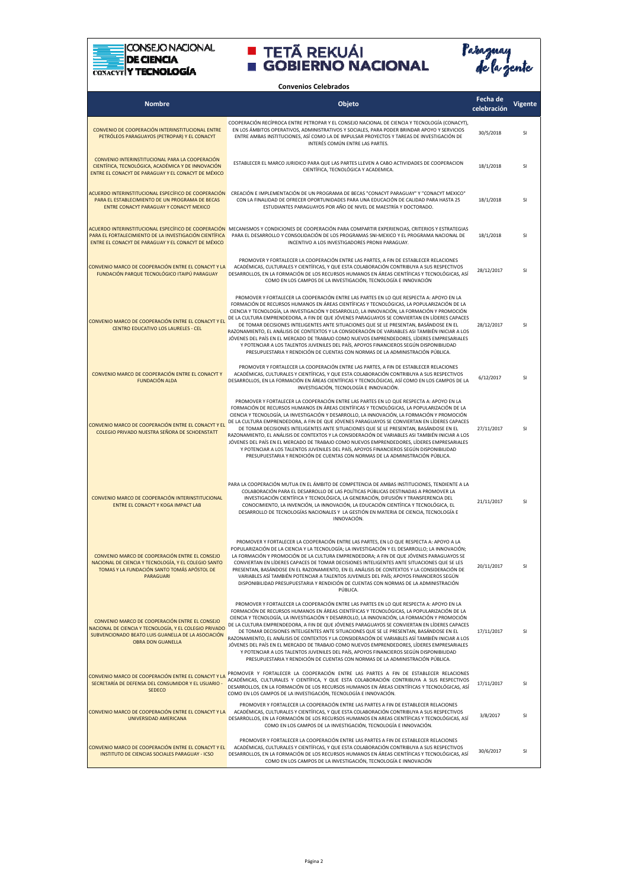## Convenios Celebrados

| Nombre | Objeto | Fecha de celebración | Vigente |
|---|---|---|---|
| CONVENIO DE COOPERACIÓN INTERINSTITUCIONAL ENTRE PETRÓLEOS PARAGUAYOS (PETROPAR) Y EL CONACYT | COOPERACIÓN RECÍPROCA ENTRE PETROPAR Y EL CONSEJO NACIONAL DE CIENCIA Y TECNOLOGÍA (CONACYT), EN LOS ÁMBITOS OPERATIVOS, ADMINISTRATIVOS Y SOCIALES, PARA PODER BRINDAR APOYO Y SERVICIOS ENTRE AMBAS INSTITUCIONES, ASÍ COMO LA DE IMPULSAR PROYECTOS Y TAREAS DE INVESTIGACIÓN DE INTERÉS COMÚN ENTRE LAS PARTES. | 30/5/2018 | SI |
| CONVENIO INTERINSTITUCIONAL PARA LA COOPERACIÓN CIENTÍFICA, TECNOLÓGICA, ACADÉMICA Y DE INNOVACIÓN ENTRE EL CONACYT DE PARAGUAY Y EL CONACYT DE MÉXICO | ESTABLECER EL MARCO JURIDICO PARA QUE LAS PARTES LLEVEN A CABO ACTIVIDADES DE COOPERACION CIENTÍFICA, TECNOLÓGICA Y ACADEMICA. | 18/1/2018 | SI |
| ACUERDO INTERINSTITUCIONAL ESPECÍFICO DE COOPERACIÓN PARA EL ESTABLECIMIENTO DE UN PROGRAMA DE BECAS ENTRE CONACYT PARAGUAY Y CONACYT MEXICO | CREACIÓN E IMPLEMENTACIÓN DE UN PROGRAMA DE BECAS "CONACYT PARAGUAY" Y "CONACYT MEXICO" CON LA FINALIDAD DE OFRECER OPORTUNIDADES PARA UNA EDUCACIÓN DE CALIDAD PARA HASTA 25 ESTUDIANTES PARAGUAYOS POR AÑO DE NIVEL DE MAESTRÍA Y DOCTORADO. | 18/1/2018 | SI |
| ACUERDO INTERINSTITUCIONAL ESPECÍFICO DE COOPERACIÓN PARA EL FORTALECIMIENTO DE LA INVESTIGACIÓN CIENTÍFICA ENTRE EL CONACYT DE PARAGUAY Y EL CONACYT DE MÉXICO | MECANISMOS Y CONDICIONES DE COOPERACIÓN PARA COMPARTIR EXPERIENCIAS, CRITERIOS Y ESTRATEGIAS PARA EL DESARROLLO Y CONSOLIDACIÓN DE LOS PROGRAMAS SNI-MEXICO Y EL PROGRAMA NACIONAL DE INCENTIVO A LOS INVESTIGADORES PRONII PARAGUAY. | 18/1/2018 | SI |
| CONVENIO MARCO DE COOPERACIÓN ENTRE EL CONACYT Y LA FUNDACIÓN PARQUE TECNOLÓGICO ITAIPÚ PARAGUAY | PROMOVER Y FORTALECER LA COOPERACIÓN ENTRE LAS PARTES, A FIN DE ESTABLECER RELACIONES ACADÉMICAS, CULTURALES Y CIENTÍFICAS, Y QUE ESTA COLABORACIÓN CONTRIBUYA A SUS RESPECTIVOS DESARROLLOS, EN LA FORMACIÓN DE LOS RECURSOS HUMANOS EN ÁREAS CIENTÍFICAS Y TECNOLÓGICAS, ASÍ COMO EN LOS CAMPOS DE LA INVESTIGACIÓN, TECNOLOGÍA E INNOVACIÓN | 28/12/2017 | SI |
| CONVENIO MARCO DE COOPERACIÓN ENTRE EL CONACYT Y EL CENTRO EDUCATIVO LOS LAURELES - CEL | PROMOVER Y FORTALECER LA COOPERACIÓN ENTRE LAS PARTES EN LO QUE RESPECTA A: APOYO EN LA FORMACIÓN DE RECURSOS HUMANOS EN ÁREAS CIENTÍFICAS Y TECNOLÓGICAS, LA POPULARIZACIÓN DE LA CIENCIA Y TECNOLOGÍA, LA INVESTIGACIÓN Y DESARROLLO, LA INNOVACIÓN, LA FORMACIÓN Y PROMOCIÓN DE LA CULTURA EMPRENDEDORA, A FIN DE QUE JÓVENES PARAGUAYOS SE CONVIERTAN EN LÍDERES CAPACES DE TOMAR DECISIONES INTELIGENTES ANTE SITUACIONES QUE SE LE PRESENTAN, BASÁNDOSE EN EL RAZONAMIENTO, EL ANÁLISIS DE CONTEXTOS Y LA CONSIDERACIÓN DE VARIABLES ASI TAMBIÉN INICIAR A LOS JÓVENES DEL PAÍS EN EL MERCADO DE TRABAJO COMO NUEVOS EMPRENDEDORES, LÍDERES EMPRESARIALES Y POTENCIAR A LOS TALENTOS JUVENILES DEL PAÍS, APOYOS FINANCIEROS SEGÚN DISPONIBILIDAD PRESUPUESTARIA Y RENDICIÓN DE CUENTAS CON NORMAS DE LA ADMINISTRACIÓN PÚBLICA. | 28/12/2017 | SI |
| CONVENIO MARCO DE COOPERACIÓN ENTRE EL CONACYT Y FUNDACIÓN ALDA | PROMOVER Y FORTALECER LA COOPERACIÓN ENTRE LAS PARTES, A FIN DE ESTABLECER RELACIONES ACADÉMICAS, CULTURALES Y CIENTÍFICAS, Y QUE ESTA COLABORACIÓN CONTRIBUYA A SUS RESPECTIVOS DESARROLLOS, EN LA FORMACIÓN DE LOS RECURSOS HUMANOS EN ÁREAS CIENTÍFICAS Y TECNOLÓGICAS, ASÍ COMO EN LOS CAMPOS DE LA INVESTIGACIÓN, TECNOLOGÍA E INNOVACIÓN. | 6/12/2017 | SI |
| CONVENIO MARCO DE COOPERACIÓN ENTRE EL CONACYT Y EL COLEGIO PRIVADO NUESTRA SEÑORA DE SCHOENSTATT | PROMOVER Y FORTALECER LA COOPERACIÓN ENTRE LAS PARTES EN LO QUE RESPECTA A: APOYO EN LA FORMACIÓN DE RECURSOS HUMANOS EN ÁREAS CIENTÍFICAS Y TECNOLÓGICAS, LA POPULARIZACIÓN DE LA CIENCIA Y TECNOLOGÍA, LA INVESTIGACIÓN Y DESARROLLO, LA INNOVACIÓN, LA FORMACIÓN Y PROMOCIÓN DE LA CULTURA EMPRENDEDORA, A FIN DE QUE JÓVENES PARAGUAYOS SE CONVIERTAN EN LÍDERES CAPACES DE TOMAR DECISIONES INTELIGENTES ANTE SITUACIONES QUE SE LE PRESENTAN, BASÁNDOSE EN EL RAZONAMIENTO, EL ANÁLISIS DE CONTEXTOS Y LA CONSIDERACIÓN DE VARIABLES ASI TAMBIÉN INICIAR A LOS JÓVENES DEL PAÍS EN EL MERCADO DE TRABAJO COMO NUEVOS EMPRENDEDORES, LÍDERES EMPRESARIALES Y POTENCIAR A LOS TALENTOS JUVENILES DEL PAÍS, APOYOS FINANCIEROS SEGÚN DISPONIBILIDAD PRESUPUESTARIA Y RENDICIÓN DE CUENTAS CON NORMAS DE LA ADMINISTRACIÓN PÚBLICA. | 27/11/2017 | SI |
| CONVENIO MARCO DE COOPERACIÓN INTERINSTITUCIONAL ENTRE EL CONACYT Y KOGA IMPACT LAB | PARA LA COOPERACIÓN MUTUA EN EL ÁMBITO DE COMPETENCIA DE AMBAS INSTITUCIONES, TENDIENTE A LA COLABORACIÓN PARA EL DESARROLLO DE LAS POLÍTICAS PÚBLICAS DESTINADAS A PROMOVER LA INVESTIGACIÓN CIENTÍFICA Y TECNOLÓGICA, LA GENERACIÓN, DIFUSIÓN Y TRANSFERENCIA DEL CONOCIMIENTO, LA INVENCIÓN, LA INNOVACIÓN, LA EDUCACIÓN CIENTÍFICA Y TECNOLÓGICA, EL DESARROLLO DE TECNOLOGÍAS NACIONALES Y LA GESTIÓN EN MATERIA DE CIENCIA, TECNOLOGÍA E INNOVACIÓN. | 21/11/2017 | SI |
| CONVENIO MARCO DE COOPERACIÓN ENTRE EL CONSEJO NACIONAL DE CIENCIA Y TECNOLOGÍA, Y EL COLEGIO SANTO TOMAS Y LA FUNDACIÓN SANTO TOMÁS APÓSTOL DE PARAGUARI | PROMOVER Y FORTALECER LA COOPERACIÓN ENTRE LAS PARTES, EN LO QUE RESPECTA A: APOYO A LA POPULARIZACIÓN DE LA CIENCIA Y LA TECNOLOGÍA; LA INVESTIGACIÓN Y EL DESARROLLO; LA INNOVACIÓN; LA FORMACIÓN Y PROMOCIÓN DE LA CULTURA EMPRENDEDORA; A FIN DE QUE JÓVENES PARAGUAYOS SE CONVIERTAN EN LÍDERES CAPACES DE TOMAR DECISIONES INTELIGENTES ANTE SITUACIONES QUE SE LES PRESENTAN, BASÁNDOSE EN EL RAZONAMIENTO, EN EL ANÁLISIS DE CONTEXTOS Y LA CONSIDERACIÓN DE VARIABLES ASÍ TAMBIÉN POTENCIAR A TALENTOS JUVENILES DEL PAÍS; APOYOS FINANCIEROS SEGÚN DISPONIBILIDAD PRESUPUESTARIA Y RENDICIÓN DE CUENTAS CON NORMAS DE LA ADMINISTRACIÓN PÚBLICA. | 20/11/2017 | SI |
| CONVENIO MARCO DE COOPERACIÓN ENTRE EL CONSEJO NACIONAL DE CIENCIA Y TECNOLOGÍA, Y EL COLEGIO PRIVADO SUBVENCIONADO BEATO LUIS GUANELLA DE LA ASOCIACIÓN OBRA DON GUANELLA | PROMOVER Y FORTALECER LA COOPERACIÓN ENTRE LAS PARTES EN LO QUE RESPECTA A: APOYO EN LA FORMACIÓN DE RECURSOS HUMANOS EN ÁREAS CIENTÍFICAS Y TECNOLÓGICAS, LA POPULARIZACIÓN DE LA CIENCIA Y TECNOLOGÍA, LA INVESTIGACIÓN Y DESARROLLO, LA INNOVACIÓN, LA FORMACIÓN Y PROMOCIÓN DE LA CULTURA EMPRENDEDORA, A FIN DE QUE JÓVENES PARAGUAYOS SE CONVIERTAN EN LÍDERES CAPACES DE TOMAR DECISIONES INTELIGENTES ANTE SITUACIONES QUE SE LE PRESENTAN, BASÁNDOSE EN EL RAZONAMIENTO, EL ANÁLISIS DE CONTEXTOS Y LA CONSIDERACIÓN DE VARIABLES ASÍ TAMBIÉN INICIAR A LOS JÓVENES DEL PAÍS EN EL MERCADO DE TRABAJO COMO NUEVOS EMPRENDEDORES, LÍDERES EMPRESARIALES Y POTENCIAR A LOS TALENTOS JUVENILES DEL PAÍS, APOYOS FINANCIEROS SEGÚN DISPONIBILIDAD PRESUPUESTARIA Y RENDICIÓN DE CUENTAS CON NORMAS DE LA ADMINISTRACIÓN PÚBLICA. | 17/11/2017 | SI |
| CONVENIO MARCO DE COOPERACIÓN ENTRE EL CONACYT Y LA SECRETARÍA DE DEFENSA DEL CONSUMIDOR Y EL USUARIO - SEDECO | PROMOVER Y FORTALECER LA COOPERACIÓN ENTRE LAS PARTES A FIN DE ESTABLECER RELACIONES ACADÉMICAS, CULTURALES Y CIENTÍFICA, Y QUE ESTA COLABORACIÓN CONTRIBUYA A SUS RESPECTIVOS DESARROLLOS, EN LA FORMACIÓN DE LOS RECURSOS HUMANOS EN ÁREAS CIENTÍFICAS Y TECNOLÓGICAS, ASÍ COMO EN LOS CAMPOS DE LA INVESTIGACIÓN, TECNOLOGÍA E INNOVACIÓN. | 17/11/2017 | SI |
| CONVENIO MARCO DE COOPERACIÓN ENTRE EL CONACYT Y LA UNIVERSIDAD AMERICANA | PROMOVER Y FORTALECER LA COOPERACIÓN ENTRE LAS PARTES A FIN DE ESTABLECER RELACIONES ACADÉMICAS, CULTURALES Y CIENTÍFICAS, Y QUE ESTA COLABORACIÓN CONTRIBUYA A SUS RESPECTIVOS DESARROLLOS, EN LA FORMACIÓN DE LOS RECURSOS HUMANOS EN AREAS CIENTÍFICAS Y TECNOLÓGICAS, ASÍ COMO EN LOS CAMPOS DE LA INVESTIGACIÓN, TECNOLOGÍA E INNOVACIÓN. | 3/8/2017 | SI |
| CONVENIO MARCO DE COOPERACIÓN ENTRE EL CONACYT Y EL INSTITUTO DE CIENCIAS SOCIALES PARAGUAY - ICSO | PROMOVER Y FORTALECER LA COOPERACIÓN ENTRE LAS PARTES A FIN DE ESTABLECER RELACIONES ACADÉMICAS, CULTURALES Y CIENTÍFICAS, Y QUE ESTA COLABORACIÓN CONTRIBUYA A SUS RESPECTIVOS DESARROLLOS, EN LA FORMACIÓN DE LOS RECURSOS HUMANOS EN ÁREAS CIENTÍFICAS Y TECNOLÓGICAS, ASÍ COMO EN LOS CAMPOS DE LA INVESTIGACIÓN, TECNOLOGÍA E INNOVACIÓN | 30/6/2017 | SI |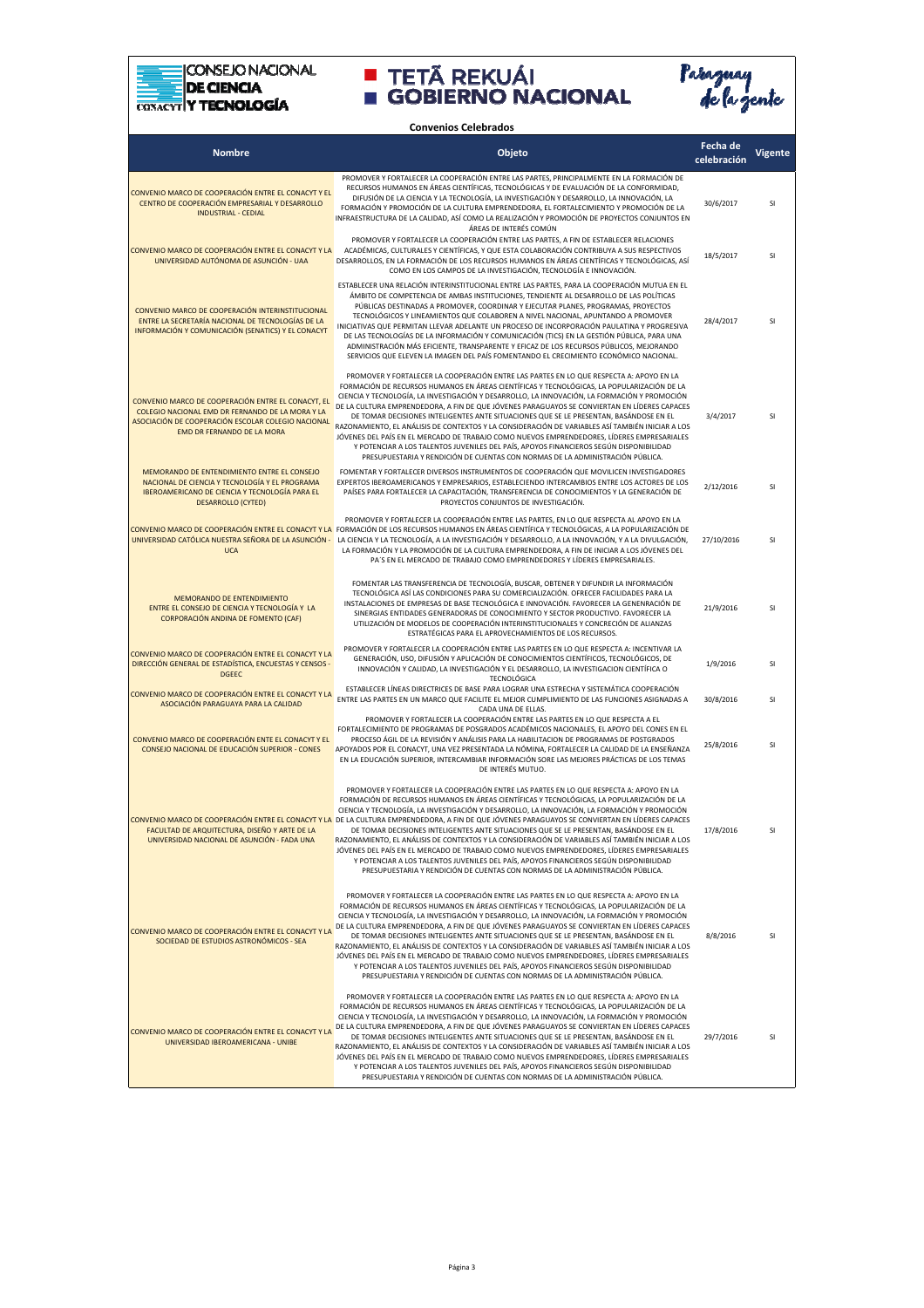CONSEJO NACIONAL DE CIENCIA Y TECNOLOGÍA

TETÃ REKUÁI GOBIERNO NACIONAL

Paraguay de la gente

## Convenios Celebrados

| Nombre | Objeto | Fecha de celebración | Vigente |
|---|---|---|---|
| CONVENIO MARCO DE COOPERACIÓN ENTRE EL CONACYT Y EL CENTRO DE COOPERACIÓN EMPRESARIAL Y DESARROLLO INDUSTRIAL - CEDIAL | PROMOVER Y FORTALECER LA COOPERACIÓN ENTRE LAS PARTES, PRINCIPALMENTE EN LA FORMACIÓN DE RECURSOS HUMANOS EN ÁREAS CIENTÍFICAS, TECNOLÓGICAS Y DE EVALUACIÓN DE LA CONFORMIDAD, DIFUSIÓN DE LA CIENCIA Y LA TECNOLOGÍA, LA INVESTIGACIÓN Y DESARROLLO, LA INNOVACIÓN, LA FORMACIÓN Y PROMOCIÓN DE LA CULTURA EMPRENDEDORA, EL FORTALECIMIENTO Y PROMOCIÓN DE LA INFRAESTRUCTURA DE LA CALIDAD, ASÍ COMO LA REALIZACIÓN Y PROMOCIÓN DE PROYECTOS CONJUNTOS EN ÁREAS DE INTERÉS COMÚN | 30/6/2017 | SI |
| CONVENIO MARCO DE COOPERACIÓN ENTRE EL CONACYT Y LA UNIVERSIDAD AUTÓNOMA DE ASUNCIÓN - UAA | PROMOVER Y FORTALECER LA COOPERACIÓN ENTRE LAS PARTES, A FIN DE ESTABLECER RELACIONES ACADÉMICAS, CULTURALES Y CIENTÍFICAS, Y QUE ESTA COLABORACIÓN CONTRIBUYA A SUS RESPECTIVOS DESARROLLOS, EN LA FORMACIÓN DE LOS RECURSOS HUMANOS EN ÁREAS CIENTÍFICAS Y TECNOLÓGICAS, ASÍ COMO EN LOS CAMPOS DE LA INVESTIGACIÓN, TECNOLOGÍA E INNOVACIÓN. | 18/5/2017 | SI |
| CONVENIO MARCO DE COOPERACIÓN INTERINSTITUCIONAL ENTRE LA SECRETARÍA NACIONAL DE TECNOLOGÍAS DE LA INFORMACIÓN Y COMUNICACIÓN (SENATICS) Y EL CONACYT | ESTABLECER UNA RELACIÓN INTERINSTITUCIONAL ENTRE LAS PARTES, PARA LA COOPERACIÓN MUTUA EN EL ÁMBITO DE COMPETENCIA DE AMBAS INSTITUCIONES, TENDIENTE AL DESARROLLO DE LAS POLÍTICAS PÚBLICAS DESTINADAS A PROMOVER, COORDINAR Y EJECUTAR PLANES, PROGRAMAS, PROYECTOS TECNOLÓGICOS Y LINEAMIENTOS QUE COLABOREN A NIVEL NACIONAL, APUNTANDO A PROMOVER INICIATIVAS QUE PERMITAN LLEVAR ADELANTE UN PROCESO DE INCORPORACIÓN PAULATINA Y PROGRESIVA DE LAS TECNOLOGÍAS DE LA INFORMACIÓN Y COMUNICACIÓN (TICS) EN LA GESTIÓN PÚBLICA, PARA UNA ADMINISTRACIÓN MÁS EFICIENTE, TRANSPARENTE Y EFICAZ DE LOS RECURSOS PÚBLICOS, MEJORANDO SERVICIOS QUE ELEVEN LA IMAGEN DEL PAÍS FOMENTANDO EL CRECIMIENTO ECONÓMICO NACIONAL. | 28/4/2017 | SI |
| CONVENIO MARCO DE COOPERACIÓN ENTRE EL CONACYT, EL COLEGIO NACIONAL EMD DR FERNANDO DE LA MORA Y LA ASOCIACIÓN DE COOPERACIÓN ESCOLAR COLEGIO NACIONAL EMD DR FERNANDO DE LA MORA | PROMOVER Y FORTALECER LA COOPERACIÓN ENTRE LAS PARTES EN LO QUE RESPECTA A: APOYO EN LA FORMACIÓN DE RECURSOS HUMANOS EN ÁREAS CIENTÍFICAS Y TECNOLÓGICAS, LA POPULARIZACIÓN DE LA CIENCIA Y TECNOLOGÍA, LA INVESTIGACIÓN Y DESARROLLO, LA INNOVACIÓN, LA FORMACIÓN Y PROMOCIÓN DE LA CULTURA EMPRENDEDORA, A FIN DE QUE JÓVENES PARAGUAYOS SE CONVIERTAN EN LÍDERES CAPACES DE TOMAR DECISIONES INTELIGENTES ANTE SITUACIONES QUE SE LE PRESENTAN, BASÁNDOSE EN EL RAZONAMIENTO, EL ANÁLISIS DE CONTEXTOS Y LA CONSIDERACIÓN DE VARIABLES ASÍ TAMBIÉN INICIAR A LOS JÓVENES DEL PAÍS EN EL MERCADO DE TRABAJO COMO NUEVOS EMPRENDEDORES, LÍDERES EMPRESARIALES Y POTENCIAR A LOS TALENTOS JUVENILES DEL PAÍS, APOYOS FINANCIEROS SEGÚN DISPONIBILIDAD PRESUPUESTARIA Y RENDICIÓN DE CUENTAS CON NORMAS DE LA ADMINISTRACIÓN PÚBLICA. | 3/4/2017 | SI |
| MEMORANDO DE ENTENDIMIENTO ENTRE EL CONSEJO NACIONAL DE CIENCIA Y TECNOLOGÍA Y EL PROGRAMA IBEROAMERICANO DE CIENCIA Y TECNOLOGÍA PARA EL DESARROLLO (CYTED) | FOMENTAR Y FORTALECER DIVERSOS INSTRUMENTOS DE COOPERACIÓN QUE MOVILICEN INVESTIGADORES EXPERTOS IBEROAMERICANOS Y EMPRESARIOS, ESTABLECIENDO INTERCAMBIOS ENTRE LOS ACTORES DE LOS PAÍSES PARA FORTALECER LA CAPACITACIÓN, TRANSFERENCIA DE CONOCIMIENTOS Y LA GENERACIÓN DE PROYECTOS CONJUNTOS DE INVESTIGACIÓN. | 2/12/2016 | SI |
| CONVENIO MARCO DE COOPERACIÓN ENTRE EL CONACYT Y LA UNIVERSIDAD CATÓLICA NUESTRA SEÑORA DE LA ASUNCIÓN - UCA | PROMOVER Y FORTALECER LA COOPERACIÓN ENTRE LAS PARTES, EN LO QUE RESPECTA AL APOYO EN LA FORMACIÓN DE LOS RECURSOS HUMANOS EN ÁREAS CIENTÍFICA Y TECNOLÓGICAS, A LA POPULARIZACIÓN DE LA CIENCIA Y LA TECNOLOGÍA, A LA INVESTIGACIÓN Y DESARROLLO, A LA INNOVACIÓN, Y A LA DIVULGACIÓN, LA FORMACIÓN Y LA PROMOCIÓN DE LA CULTURA EMPRENDEDORA, A FIN DE INICIAR A LOS JÓVENES DEL PA'S EN EL MERCADO DE TRABAJO COMO EMPRENDEDORES Y LÍDERES EMPRESARIALES. | 27/10/2016 | SI |
| MEMORANDO DE ENTENDIMIENTO ENTRE EL CONSEJO DE CIENCIA Y TECNOLOGÍA Y LA CORPORACIÓN ANDINA DE FOMENTO (CAF) | FOMENTAR LAS TRANSFERENCIA DE TECNOLOGÍA, BUSCAR, OBTENER Y DIFUNDIR LA INFORMACIÓN TECNOLÓGICA ASÍ LAS CONDICIONES PARA SU COMERCIALIZACIÓN. OFRECER FACILIDADES PARA LA INSTALACIONES DE EMPRESAS DE BASE TECNOLÓGICA E INNOVACIÓN. FAVORECER LA GENENRACIÓN DE SINERGIAS ENTIDADES GENERADORAS DE CONOCIMIENTO Y SECTOR PRODUCTIVO. FAVORECER LA UTILIZACIÓN DE MODELOS DE COOPERACIÓN INTERINSTITUCIONALES Y CONCRECIÓN DE ALIANZAS ESTRATÉGICAS PARA EL APROVECHAMIENTOS DE LOS RECURSOS. | 21/9/2016 | SI |
| CONVENIO MARCO DE COOPERACIÓN ENTRE EL CONACYT Y LA DIRECCIÓN GENERAL DE ESTADÍSTICA, ENCUESTAS Y CENSOS - DGEEC | PROMOVER Y FORTALECER LA COOPERACIÓN ENTRE LAS PARTES EN LO QUE RESPECTA A: INCENTIVAR LA GENERACIÓN, USO, DIFUSIÓN Y APLICACIÓN DE CONOCIMIENTOS CIENTÍFICOS, TECNOLÓGICOS, DE INNOVACIÓN Y CALIDAD, LA INVESTIGACIÓN Y EL DESARROLLO, LA INVESTIGACION CIENTÍFICA O TECNOLÓGICA | 1/9/2016 | SI |
| CONVENIO MARCO DE COOPERACIÓN ENTRE EL CONACYT Y LA ASOCIACIÓN PARAGUAYA PARA LA CALIDAD | ESTABLECER LÍNEAS DIRECTRICES DE BASE PARA LOGRAR UNA ESTRECHA Y SISTEMÁTICA COOPERACIÓN ENTRE LAS PARTES EN UN MARCO QUE FACILITE EL MEJOR CUMPLIMIENTO DE LAS FUNCIONES ASIGNADAS A CADA UNA DE ELLAS. | 30/8/2016 | SI |
| CONVENIO MARCO DE COOPERACIÓN ENTE EL CONACYT Y EL CONSEJO NACIONAL DE EDUCACIÓN SUPERIOR - CONES | PROMOVER Y FORTALECER LA COOPERACIÓN ENTRE LAS PARTES EN LO QUE RESPECTA A EL FORTALECIMIENTO DE PROGRAMAS DE POSGRADOS ACADÉMICOS NACIONALES, EL APOYO DEL CONES EN EL PROCESO ÁGIL DE LA REVISIÓN Y ANÁLISIS PARA LA HABILITACION DE PROGRAMAS DE POSTGRADOS APOYADOS POR EL CONACYT, UNA VEZ PRESENTADA LA NÓMINA, FORTALECER LA CALIDAD DE LA ENSEÑANZA EN LA EDUCACIÓN SUPERIOR, INTERCAMBIAR INFORMACIÓN SORE LAS MEJORES PRÁCTICAS DE LOS TEMAS DE INTERÉS MUTUO. | 25/8/2016 | SI |
| CONVENIO MARCO DE COOPERACIÓN ENTRE EL CONACYT Y LA FACULTAD DE ARQUITECTURA, DISEÑO Y ARTE DE LA UNIVERSIDAD NACIONAL DE ASUNCIÓN - FADA UNA | PROMOVER Y FORTALECER LA COOPERACIÓN ENTRE LAS PARTES EN LO QUE RESPECTA A: APOYO EN LA FORMACIÓN DE RECURSOS HUMANOS EN ÁREAS CIENTÍFICAS Y TECNOLÓGICAS, LA POPULARIZACIÓN DE LA CIENCIA Y TECNOLOGÍA, LA INVESTIGACIÓN Y DESARROLLO, LA INNOVACIÓN, LA FORMACIÓN Y PROMOCIÓN DE LA CULTURA EMPRENDEDORA, A FIN DE QUE JÓVENES PARAGUAYOS SE CONVIERTAN EN LÍDERES CAPACES DE TOMAR DECISIONES INTELIGENTES ANTE SITUACIONES QUE SE LE PRESENTAN, BASÁNDOSE EN EL RAZONAMIENTO, EL ANÁLISIS DE CONTEXTOS Y LA CONSIDERACIÓN DE VARIABLES ASÍ TAMBIÉN INICIAR A LOS JÓVENES DEL PAÍS EN EL MERCADO DE TRABAJO COMO NUEVOS EMPRENDEDORES, LÍDERES EMPRESARIALES Y POTENCIAR A LOS TALENTOS JUVENILES DEL PAÍS, APOYOS FINANCIEROS SEGÚN DISPONIBILIDAD PRESUPUESTARIA Y RENDICIÓN DE CUENTAS CON NORMAS DE LA ADMINISTRACIÓN PÚBLICA. | 17/8/2016 | SI |
| CONVENIO MARCO DE COOPERACIÓN ENTRE EL CONACYT Y LA SOCIEDAD DE ESTUDIOS ASTRONÓMICOS - SEA | PROMOVER Y FORTALECER LA COOPERACIÓN ENTRE LAS PARTES EN LO QUE RESPECTA A: APOYO EN LA FORMACIÓN DE RECURSOS HUMANOS EN ÁREAS CIENTÍFICAS Y TECNOLÓGICAS, LA POPULARIZACIÓN DE LA CIENCIA Y TECNOLOGÍA, LA INVESTIGACIÓN Y DESARROLLO, LA INNOVACIÓN, LA FORMACIÓN Y PROMOCIÓN DE LA CULTURA EMPRENDEDORA, A FIN DE QUE JÓVENES PARAGUAYOS SE CONVIERTAN EN LÍDERES CAPACES DE TOMAR DECISIONES INTELIGENTES ANTE SITUACIONES QUE SE LE PRESENTAN, BASÁNDOSE EN EL RAZONAMIENTO, EL ANÁLISIS DE CONTEXTOS Y LA CONSIDERACIÓN DE VARIABLES ASÍ TAMBIÉN INICIAR A LOS JÓVENES DEL PAÍS EN EL MERCADO DE TRABAJO COMO NUEVOS EMPRENDEDORES, LÍDERES EMPRESARIALES Y POTENCIAR A LOS TALENTOS JUVENILES DEL PAÍS, APOYOS FINANCIEROS SEGÚN DISPONIBILIDAD PRESUPUESTARIA Y RENDICIÓN DE CUENTAS CON NORMAS DE LA ADMINISTRACIÓN PÚBLICA. | 8/8/2016 | SI |
| CONVENIO MARCO DE COOPERACIÓN ENTRE EL CONACYT Y LA UNIVERSIDAD IBEROAMERICANA - UNIBE | PROMOVER Y FORTALECER LA COOPERACIÓN ENTRE LAS PARTES EN LO QUE RESPECTA A: APOYO EN LA FORMACIÓN DE RECURSOS HUMANOS EN ÁREAS CIENTÍFICAS Y TECNOLÓGICAS, LA POPULARIZACIÓN DE LA CIENCIA Y TECNOLOGÍA, LA INVESTIGACIÓN Y DESARROLLO, LA INNOVACIÓN, LA FORMACIÓN Y PROMOCIÓN DE LA CULTURA EMPRENDEDORA, A FIN DE QUE JÓVENES PARAGUAYOS SE CONVIERTAN EN LÍDERES CAPACES DE TOMAR DECISIONES INTELIGENTES ANTE SITUACIONES QUE SE LE PRESENTAN, BASÁNDOSE EN EL RAZONAMIENTO, EL ANÁLISIS DE CONTEXTOS Y LA CONSIDERACIÓN DE VARIABLES ASÍ TAMBIÉN INICIAR A LOS JÓVENES DEL PAÍS EN EL MERCADO DE TRABAJO COMO NUEVOS EMPRENDEDORES, LÍDERES EMPRESARIALES Y POTENCIAR A LOS TALENTOS JUVENILES DEL PAÍS, APOYOS FINANCIEROS SEGÚN DISPONIBILIDAD PRESUPUESTARIA Y RENDICIÓN DE CUENTAS CON NORMAS DE LA ADMINISTRACIÓN PÚBLICA. | 29/7/2016 | SI |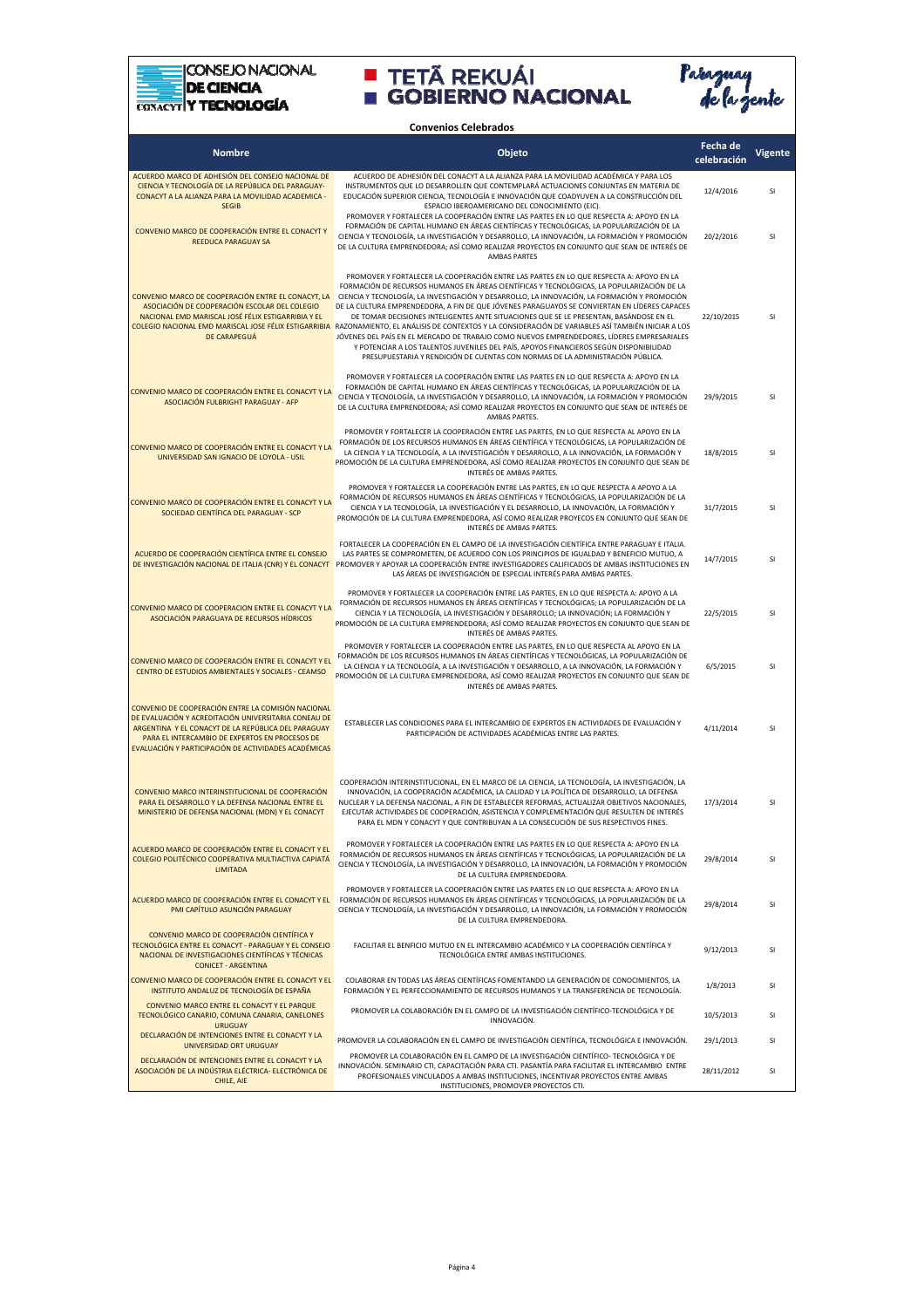**Convenios Celebrados**

| Nombre | Objeto | Fecha de celebración | Vigente |
|---|---|---|---|
| ACUERDO MARCO DE ADHESIÓN DEL CONSEJO NACIONAL DE CIENCIA Y TECNOLOGÍA DE LA REPÚBLICA DEL PARAGUAY-CONACYT A LA ALIANZA PARA LA MOVILIDAD ACADEMICA - SEGIB | ACUERDO DE ADHESIÓN DEL CONACYT A LA ALIANZA PARA LA MOVILIDAD ACADÉMICA Y PARA LOS INSTRUMENTOS QUE LO DESARROLLEN QUE CONTEMPLARÁ ACTUACIONES CONJUNTAS EN MATERIA DE EDUCACIÓN SUPERIOR CIENCIA, TECNOLOGÍA E INNOVACIÓN QUE COADYUVEN A LA CONSTRUCCIÓN DEL ESPACIO IBEROAMERICANO DEL CONOCIMIENTO (EIC). | 12/4/2016 | SI |
| CONVENIO MARCO DE COOPERACIÓN ENTRE EL CONACYT Y REEDUCA PARAGUAY SA | PROMOVER Y FORTALECER LA COOPERACIÓN ENTRE LAS PARTES EN LO QUE RESPECTA A: APOYO EN LA FORMACIÓN DE CAPITAL HUMANO EN ÁREAS CIENTÍFICAS Y TECNOLÓGICAS, LA POPULARIZACIÓN DE LA CIENCIA Y TECNOLOGÍA, LA INVESTIGACIÓN Y DESARROLLO, LA INNOVACIÓN, LA FORMACIÓN Y PROMOCIÓN DE LA CULTURA EMPRENDEDORA; ASÍ COMO REALIZAR PROYECTOS EN CONJUNTO QUE SEAN DE INTERÉS DE AMBAS PARTES | 20/2/2016 | SI |
| CONVENIO MARCO DE COOPERACIÓN ENTRE EL CONACYT, LA ASOCIACIÓN DE COOPERACIÓN ESCOLAR DEL COLEGIO NACIONAL EMD MARISCAL JOSÉ FÉLIX ESTIGARRIBIA Y EL COLEGIO NACIONAL EMD MARISCAL JOSE FÉLIX ESTIGARRIBIA DE CARAPEGUÁ | PROMOVER Y FORTALECER LA COOPERACIÓN ENTRE LAS PARTES EN LO QUE RESPECTA A: APOYO EN LA FORMACIÓN DE RECURSOS HUMANOS EN ÁREAS CIENTÍFICAS Y TECNOLÓGICAS, LA POPULARIZACIÓN DE LA CIENCIA Y TECNOLOGÍA, LA INVESTIGACIÓN Y DESARROLLO, LA INNOVACIÓN, LA FORMACIÓN Y PROMOCIÓN DE LA CULTURA EMPRENDEDORA, A FIN DE QUE JÓVENES PARAGUAYOS SE CONVIERTAN EN LÍDERES CAPACES DE TOMAR DECISIONES INTELIGENTES ANTE SITUACIONES QUE SE LE PRESENTAN, BASÁNDOSE EN EL RAZONAMIENTO, EL ANÁLISIS DE CONTEXTOS Y LA CONSIDERACIÓN DE VARIABLES ASÍ TAMBIÉN INICIAR A LOS JÓVENES DEL PAÍS EN EL MERCADO DE TRABAJO COMO NUEVOS EMPRENDEDORES, LÍDERES EMPRESARIALES Y POTENCIAR A LOS TALENTOS JUVENILES DEL PAÍS, APOYOS FINANCIEROS SEGÚN DISPONIBILIDAD PRESUPUESTARIA Y RENDICIÓN DE CUENTAS CON NORMAS DE LA ADMINISTRACIÓN PÚBLICA. | 22/10/2015 | SI |
| CONVENIO MARCO DE COOPERACIÓN ENTRE EL CONACYT Y LA ASOCIACIÓN FULBRIGHT PARAGUAY - AFP | PROMOVER Y FORTALECER LA COOPERACIÓN ENTRE LAS PARTES EN LO QUE RESPECTA A: APOYO EN LA FORMACIÓN DE CAPITAL HUMANO EN ÁREAS CIENTÍFICAS Y TECNOLÓGICAS, LA POPULARIZACIÓN DE LA CIENCIA Y TECNOLOGÍA, LA INVESTIGACIÓN Y DESARROLLO, LA INNOVACIÓN, LA FORMACIÓN Y PROMOCIÓN DE LA CULTURA EMPRENDEDORA; ASÍ COMO REALIZAR PROYECTOS EN CONJUNTO QUE SEAN DE INTERÉS DE AMBAS PARTES. | 29/9/2015 | SI |
| CONVENIO MARCO DE COOPERACIÓN ENTRE EL CONACYT Y LA UNIVERSIDAD SAN IGNACIO DE LOYOLA - USIL | PROMOVER Y FORTALECER LA COOPERACIÓN ENTRE LAS PARTES, EN LO QUE RESPECTA AL APOYO EN LA FORMACIÓN DE LOS RECURSOS HUMANOS EN ÁREAS CIENTÍFICA Y TECNOLÓGICAS, LA POPULARIZACIÓN DE LA CIENCIA Y LA TECNOLOGÍA, A LA INVESTIGACIÓN Y DESARROLLO, A LA INNOVACIÓN, LA FORMACIÓN Y PROMOCIÓN DE LA CULTURA EMPRENDEDORA, ASÍ COMO REALIZAR PROYECTOS EN CONJUNTO QUE SEAN DE INTERÉS DE AMBAS PARTES. | 18/8/2015 | SI |
| CONVENIO MARCO DE COOPERACIÓN ENTRE EL CONACYT Y LA SOCIEDAD CIENTÍFICA DEL PARAGUAY - SCP | PROMOVER Y FORTALECER LA COOPERACIÓN ENTRE LAS PARTES, EN LO QUE RESPECTA A APOYO A LA FORMACIÓN DE RECURSOS HUMANOS EN ÁREAS CIENTÍFICAS Y TECNOLÓGICAS, LA POPULARIZACIÓN DE LA CIENCIA Y LA TECNOLOGÍA, LA INVESTIGACIÓN Y EL DESARROLLO, LA INNOVACIÓN, LA FORMACIÓN Y PROMOCIÓN DE LA CULTURA EMPRENDEDORA, ASÍ COMO REALIZAR PROYECOS EN CONJUNTO QUE SEAN DE INTERÉS DE AMBAS PARTES. | 31/7/2015 | SI |
| ACUERDO DE COOPERACIÓN CIENTÍFICA ENTRE EL CONSEJO DE INVESTIGACIÓN NACIONAL DE ITALIA (CNR) Y EL CONACYT | FORTALECER LA COOPERACIÓN EN EL CAMPO DE LA INVESTIGACIÓN CIENTÍFICA ENTRE PARAGUAY E ITALIA. LAS PARTES SE COMPROMETEN, DE ACUERDO CON LOS PRINCIPIOS DE IGUALDAD Y BENEFICIO MUTUO, A PROMOVER Y APOYAR LA COOPERACIÓN ENTRE INVESTIGADORES CALIFICADOS DE AMBAS INSTITUCIONES EN LAS ÁREAS DE INVESTIGACIÓN DE ESPECIAL INTERÉS PARA AMBAS PARTES. | 14/7/2015 | SI |
| CONVENIO MARCO DE COOPERACION ENTRE EL CONACYT Y LA ASOCIACIÓN PARAGUAYA DE RECURSOS HÍDRICOS | PROMOVER Y FORTALECER LA COOPERACIÓN ENTRE LAS PARTES, EN LO QUE RESPECTA A: APOYO A LA FORMACIÓN DE RECURSOS HUMANOS EN ÁREAS CIENTÍFICAS Y TECNOLÓGICAS; LA POPULARIZACIÓN DE LA CIENCIA Y LA TECNOLOGÍA, LA INVESTIGACIÓN Y DESARROLLO; LA INNOVACIÓN; LA FORMACIÓN Y PROMOCIÓN DE LA CULTURA EMPRENDEDORA; ASÍ COMO REALIZAR PROYECTOS EN CONJUNTO QUE SEAN DE INTERÉS DE AMBAS PARTES. | 22/5/2015 | SI |
| CONVENIO MARCO DE COOPERACIÓN ENTRE EL CONACYT Y EL CENTRO DE ESTUDIOS AMBIENTALES Y SOCIALES - CEAMSO | PROMOVER Y FORTALECER LA COOPERACIÓN ENTRE LAS PARTES, EN LO QUE RESPECTA AL APOYO EN LA FORMACIÓN DE LOS RECURSOS HUMANOS EN ÁREAS CIENTÍFICAS Y TECNOLÓGICAS, LA POPULARIZACIÓN DE LA CIENCIA Y LA TECNOLOGÍA, A LA INVESTIGACIÓN Y DESARROLLO, A LA INNOVACIÓN, LA FORMACIÓN Y PROMOCIÓN DE LA CULTURA EMPRENDEDORA, ASÍ COMO REALIZAR PROYECTOS EN CONJUNTO QUE SEAN DE INTERÉS DE AMBAS PARTES. | 6/5/2015 | SI |
| CONVENIO DE COOPERACIÓN ENTRE LA COMISIÓN NACIONAL DE EVALUACIÓN Y ACREDITACIÓN UNIVERSITARIA CONEAU DE ARGENTINA Y EL CONACYT DE LA REPÚBLICA DEL PARAGUAY PARA EL INTERCAMBIO DE EXPERTOS EN PROCESOS DE EVALUACIÓN Y PARTICIPACIÓN DE ACTIVIDADES ACADÉMICAS | ESTABLECER LAS CONDICIONES PARA EL INTERCAMBIO DE EXPERTOS EN ACTIVIDADES DE EVALUACIÓN Y PARTICIPACIÓN DE ACTIVIDADES ACADÉMICAS ENTRE LAS PARTES. | 4/11/2014 | SI |
| CONVENIO MARCO INTERINSTITUCIONAL DE COOPERACIÓN PARA EL DESARROLLO Y LA DEFENSA NACIONAL ENTRE EL MINISTERIO DE DEFENSA NACIONAL (MDN) Y EL CONACYT | COOPERACIÓN INTERINSTITUCIONAL, EN EL MARCO DE LA CIENCIA, LA TECNOLOGÍA, LA INVESTIGACIÓN, LA INNOVACIÓN, LA COOPERACIÓN ACADÉMICA, LA CALIDAD Y LA POLÍTICA DE DESARROLLO, LA DEFENSA NUCLEAR Y LA DEFENSA NACIONAL, A FIN DE ESTABLECER REFORMAS, ACTUALIZAR OBJETIVOS NACIONALES, EJECUTAR ACTIVIDADES DE COOPERACIÓN, ASISTENCIA Y COMPLEMENTACIÓN QUE RESULTEN DE INTERÉS PARA EL MDN Y CONACYT Y QUE CONTRIBUYAN A LA CONSECUCIÓN DE SUS RESPECTIVOS FINES. | 17/3/2014 | SI |
| ACUERDO MARCO DE COOPERACIÓN ENTRE EL CONACYT Y EL COLEGIO POLITÉCNICO COOPERATIVA MULTIACTIVA CAPIATÁ LIMITADA | PROMOVER Y FORTALECER LA COOPERACIÓN ENTRE LAS PARTES EN LO QUE RESPECTA A: APOYO EN LA FORMACIÓN DE RECURSOS HUMANOS EN ÁREAS CIENTÍFICAS Y TECNOLÓGICAS, LA POPULARIZACIÓN DE LA CIENCIA Y TECNOLOGÍA, LA INVESTIGACIÓN Y DESARROLLO, LA INNOVACIÓN, LA FORMACIÓN Y PROMOCIÓN DE LA CULTURA EMPRENDEDORA. | 29/8/2014 | SI |
| ACUERDO MARCO DE COOPERACIÓN ENTRE EL CONACYT Y EL PMI CAPÍTULO ASUNCIÓN PARAGUAY | PROMOVER Y FORTALECER LA COOPERACIÓN ENTRE LAS PARTES EN LO QUE RESPECTA A: APOYO EN LA FORMACIÓN DE RECURSOS HUMANOS EN ÁREAS CIENTÍFICAS Y TECNOLÓGICAS, LA POPULARIZACIÓN DE LA CIENCIA Y TECNOLOGÍA, LA INVESTIGACIÓN Y DESARROLLO, LA INNOVACIÓN, LA FORMACIÓN Y PROMOCIÓN DE LA CULTURA EMPRENDEDORA. | 29/8/2014 | SI |
| CONVENIO MARCO DE COOPERACIÓN CIENTÍFICA Y TECNOLÓGICA ENTRE EL CONACYT - PARAGUAY Y EL CONSEJO NACIONAL DE INVESTIGACIONES CIENTÍFICAS Y TÉCNICAS CONICET - ARGENTINA | FACILITAR EL BENFICIO MUTUO EN EL INTERCAMBIO ACADÉMICO Y LA COOPERACIÓN CIENTÍFICA Y TECNOLÓGICA ENTRE AMBAS INSTITUCIONES. | 9/12/2013 | SI |
| CONVENIO MARCO DE COOPERACIÓN ENTRE EL CONACYT Y EL INSTITUTO ANDALUZ DE TECNOLOGÍA DE ESPAÑA | COLABORAR EN TODAS LAS ÁREAS CIENTÍFICAS FOMENTANDO LA GENERACIÓN DE CONOCIMIENTOS, LA FORMACIÓN Y EL PERFECCIONAMIENTO DE RECURSOS HUMANOS Y LA TRANSFERENCIA DE TECNOLOGÍA. | 1/8/2013 | SI |
| CONVENIO MARCO ENTRE EL CONACYT Y EL PARQUE TECNOLÓGICO CANARIO, COMUNA CANARIA, CANELONES URUGUAY | PROMOVER LA COLABORACIÓN EN EL CAMPO DE LA INVESTIGACIÓN CIENTÍFICO-TECNOLÓGICA Y DE INNOVACIÓN. | 10/5/2013 | SI |
| DECLARACIÓN DE INTENCIONES ENTRE EL CONACYT Y LA UNIVERSIDAD ORT URUGUAY | PROMOVER LA COLABORACIÓN EN EL CAMPO DE INVESTIGACIÓN CIENTÍFICA, TECNOLÓGICA E INNOVACIÓN. | 29/1/2013 | SI |
| DECLARACIÓN DE INTENCIONES ENTRE EL CONACYT Y LA ASOCIACIÓN DE LA INDÚSTRIA ELÉCTRICA- ELECTRÓNICA DE CHILE, AIE | PROMOVER LA COLABORACIÓN EN EL CAMPO DE LA INVESTIGACIÓN CIENTÍFICO- TECNOLÓGICA Y DE INNOVACIÓN. SEMINARIO CTI, CAPACITACIÓN PARA CTI. PASANTÍA PARA FACILITAR EL INTERCAMBIO ENTRE PROFESIONALES VINCULADOS A AMBAS INSTITUCIONES, INCENTIVAR PROYECTOS ENTRE AMBAS INSTITUCIONES, PROMOVER PROYECTOS CTI. | 28/11/2012 | SI |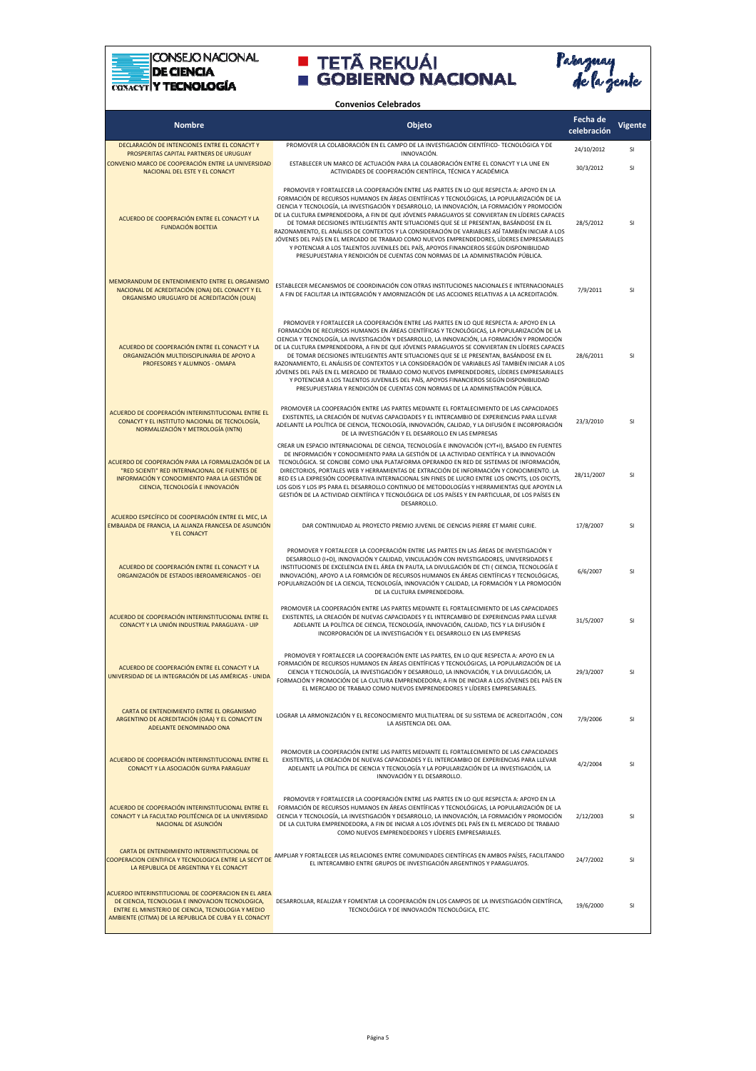CONSEJO NACIONAL DE CIENCIA Y TECNOLOGÍA

TETÃ REKUÁI GOBIERNO NACIONAL

Paraguay de la gente

## Convenios Celebrados

| Nombre | Objeto | Fecha de celebración | Vigente |
|---|---|---|---|
| DECLARACIÓN DE INTENCIONES ENTRE EL CONACYT Y PROSPERITAS CAPITAL PARTNERS DE URUGUAY | PROMOVER LA COLABORACIÓN EN EL CAMPO DE LA INVESTIGACIÓN CIENTÍFICO- TECNOLÓGICA Y DE INNOVACIÓN. | 24/10/2012 | SI |
| CONVENIO MARCO DE COOPERACIÓN ENTRE LA UNIVERSIDAD NACIONAL DEL ESTE Y EL CONACYT | ESTABLECER UN MARCO DE ACTUACIÓN PARA LA COLABORACIÓN ENTRE EL CONACYT Y LA UNE EN ACTIVIDADES DE COOPERACIÓN CIENTÍFICA, TÉCNICA Y ACADÉMICA | 30/3/2012 | SI |
| ACUERDO DE COOPERACIÓN ENTRE EL CONACYT Y LA FUNDACIÓN BOETEIA | PROMOVER Y FORTALECER LA COOPERACIÓN ENTRE LAS PARTES EN LO QUE RESPECTA A: APOYO EN LA FORMACIÓN DE RECURSOS HUMANOS EN ÁREAS CIENTÍFICAS Y TECNOLÓGICAS, LA POPULARIZACIÓN DE LA CIENCIA Y TECNOLOGÍA, LA INVESTIGACIÓN Y DESARROLLO, LA INNOVACIÓN, LA FORMACIÓN Y PROMOCIÓN DE LA CULTURA EMPRENDEDORA, A FIN DE QUE JÓVENES PARAGUAYOS SE CONVIERTAN EN LÍDERES CAPACES DE TOMAR DECISIONES INTELIGENTES ANTE SITUACIONES QUE SE LE PRESENTAN, BASÁNDOSE EN EL RAZONAMIENTO, EL ANÁLISIS DE CONTEXTOS Y LA CONSIDERACIÓN DE VARIABLES ASÍ TAMBIÉN INICIAR A LOS JÓVENES DEL PAÍS EN EL MERCADO DE TRABAJO COMO NUEVOS EMPRENDEDORES, LÍDERES EMPRESARIALES Y POTENCIAR A LOS TALENTOS JUVENILES DEL PAÍS, APOYOS FINANCIEROS SEGÚN DISPONIBILIDAD PRESUPUESTARIA Y RENDICIÓN DE CUENTAS CON NORMAS DE LA ADMINISTRACIÓN PÚBLICA. | 28/5/2012 | SI |
| MEMORANDUM DE ENTENDIMIENTO ENTRE EL ORGANISMO NACIONAL DE ACREDITACIÓN (ONA) DEL CONACYT Y EL ORGANISMO URUGUAYO DE ACREDITACIÓN (OUA) | ESTABLECER MECANISMOS DE COORDINACIÓN CON OTRAS INSTITUCIONES NACIONALES E INTERNACIONALES A FIN DE FACILITAR LA INTEGRACIÓN Y AMORNIZACIÓN DE LAS ACCIONES RELATIVAS A LA ACREDITACIÓN. | 7/9/2011 | SI |
| ACUERDO DE COOPERACIÓN ENTRE EL CONACYT Y LA ORGANIZACIÓN MULTIDISCIPLINARIA DE APOYO A PROFESORES Y ALUMNOS - OMAPA | PROMOVER Y FORTALECER LA COOPERACIÓN ENTRE LAS PARTES EN LO QUE RESPECTA A: APOYO EN LA FORMACIÓN DE RECURSOS HUMANOS EN ÁREAS CIENTÍFICAS Y TECNOLÓGICAS, LA POPULARIZACIÓN DE LA CIENCIA Y TECNOLOGÍA, LA INVESTIGACIÓN Y DESARROLLO, LA INNOVACIÓN, LA FORMACIÓN Y PROMOCIÓN DE LA CULTURA EMPRENDEDORA, A FIN DE QUE JÓVENES PARAGUAYOS SE CONVIERTAN EN LÍDERES CAPACES DE TOMAR DECISIONES INTELIGENTES ANTE SITUACIONES QUE SE LE PRESENTAN, BASÁNDOSE EN EL RAZONAMIENTO, EL ANÁLISIS DE CONTEXTOS Y LA CONSIDERACIÓN DE VARIABLES ASÍ TAMBIÉN INICIAR A LOS JÓVENES DEL PAÍS EN EL MERCADO DE TRABAJO COMO NUEVOS EMPRENDEDORES, LÍDERES EMPRESARIALES Y POTENCIAR A LOS TALENTOS JUVENILES DEL PAÍS, APOYOS FINANCIEROS SEGÚN DISPONIBILIDAD PRESUPUESTARIA Y RENDICIÓN DE CUENTAS CON NORMAS DE LA ADMINISTRACIÓN PÚBLICA. | 28/6/2011 | SI |
| ACUERDO DE COOPERACIÓN INTERINSTITUCIONAL ENTRE EL CONACYT Y EL INSTITUTO NACIONAL DE TECNOLOGÍA, NORMALIZACIÓN Y METROLOGÍA (INTN) | PROMOVER LA COOPERACIÓN ENTRE LAS PARTES MEDIANTE EL FORTALECIMIENTO DE LAS CAPACIDADES EXISTENTES, LA CREACIÓN DE NUEVAS CAPACIDADES Y EL INTERCAMBIO DE EXPERIENCIAS PARA LLEVAR ADELANTE LA POLÍTICA DE CIENCIA, TECNOLOGÍA, INNOVACIÓN, CALIDAD, Y LA DIFUSIÓN E INCORPORACIÓN DE LA INVESTIGACIÓN Y EL DESARROLLO EN LAS EMPRESAS | 23/3/2010 | SI |
| ACUERDO DE COOPERACIÓN PARA LA FORMALIZACIÓN DE LA "RED SCIENTI" RED INTERNACIONAL DE FUENTES DE INFORMACIÓN Y CONOCIMIENTO PARA LA GESTIÓN DE CIENCIA, TECNOLOGÍA E INNOVACIÓN | CREAR UN ESPACIO INTERNACIONAL DE CIENCIA, TECNOLOGÍA E INNOVACIÓN (CYT+I), BASADO EN FUENTES DE INFORMACIÓN Y CONOCIMIENTO PARA LA GESTIÓN DE LA ACTIVIDAD CIENTÍFICA Y LA INNOVACIÓN TECNOLÓGICA. SE CONCIBE COMO UNA PLATAFORMA OPERANDO EN RED DE SISTEMAS DE INFORMACIÓN, DIRECTORIOS, PORTALES WEB Y HERRAMIENTAS DE EXTRACCIÓN DE INFORMACIÓN Y CONOCIMIENTO. LA RED ES LA EXPRESIÓN COOPERATIVA INTERNACIONAL SIN FINES DE LUCRO ENTRE LOS ONCYTS, LOS OICYTS, LOS GDIS Y LOS IPS PARA EL DESARROLLO CONTINUO DE METODOLOGÍAS Y HERRAMIENTAS QUE APOYEN LA GESTIÓN DE LA ACTIVIDAD CIENTÍFICA Y TECNOLÓGICA DE LOS PAÍSES Y EN PARTICULAR, DE LOS PAÍSES EN DESARROLLO. | 28/11/2007 | SI |
| ACUERDO ESPECÍFICO DE COOPERACIÓN ENTRE EL MEC, LA EMBAJADA DE FRANCIA, LA ALIANZA FRANCESA DE ASUNCIÓN Y EL CONACYT | DAR CONTINUIDAD AL PROYECTO PREMIO JUVENIL DE CIENCIAS PIERRE ET MARIE CURIE. | 17/8/2007 | SI |
| ACUERDO DE COOPERACIÓN ENTRE EL CONACYT Y LA ORGANIZACIÓN DE ESTADOS IBEROAMERICANOS - OEI | PROMOVER Y FORTALECER LA COOPERACIÓN ENTRE LAS PARTES EN LAS ÁREAS DE INVESTIGACIÓN Y DESARROLLO (I+D), INNOVACIÓN Y CALIDAD, VINCULACIÓN CON INVESTIGADORES, UNIVERSIDADES E INSTITUCIONES DE EXCELENCIA EN EL ÁREA EN PAUTA, LA DIVULGACIÓN DE CTI ( CIENCIA, TECNOLOGÍA E INNOVACIÓN), APOYO A LA FORMCIÓN DE RECURSOS HUMANOS EN ÁREAS CIENTÍFICAS Y TECNOLÓGICAS, POPULARIZACIÓN DE LA CIENCIA, TECNOLOGÍA, INNOVACIÓN Y CALIDAD, LA FORMACIÓN Y LA PROMOCIÓN DE LA CULTURA EMPRENDEDORA. | 6/6/2007 | SI |
| ACUERDO DE COOPERACIÓN INTERINSTITUCIONAL ENTRE EL CONACYT Y LA UNIÓN INDUSTRIAL PARAGUAYA - UIP | PROMOVER LA COOPERACIÓN ENTRE LAS PARTES MEDIANTE EL FORTALECIMIENTO DE LAS CAPACIDADES EXISTENTES, LA CREACIÓN DE NUEVAS CAPACIDADES Y EL INTERCAMBIO DE EXPERIENCIAS PARA LLEVAR ADELANTE LA POLÍTICA DE CIENCIA, TECNOLOGÍA, INNOVACIÓN, CALIDAD, TICS Y LA DIFUSIÓN E INCORPORACIÓN DE LA INVESTIGACIÓN Y EL DESARROLLO EN LAS EMPRESAS | 31/5/2007 | SI |
| ACUERDO DE COOPERACIÓN ENTRE EL CONACYT Y LA UNIVERSIDAD DE LA INTEGRACIÓN DE LAS AMÉRICAS - UNIDA | PROMOVER Y FORTALECER LA COOPERACIÓN ENTE LAS PARTES, EN LO QUE RESPECTA A: APOYO EN LA FORMACIÓN DE RECURSOS HUMANOS EN ÁREAS CIENTÍFICAS Y TECNOLÓGICAS, LA POPULARIZACIÓN DE LA CIENCIA Y TECNOLOGÍA, LA INVESTIGACIÓN Y DESARROLLO, LA INNOVACIÓN, Y LA DIVULGACIÓN, LA FORMACIÓN Y PROMOCIÓN DE LA CULTURA EMPRENDEDORA; A FIN DE INICIAR A LOS JÓVENES DEL PAÍS EN EL MERCADO DE TRABAJO COMO NUEVOS EMPRENDEDORES Y LÍDERES EMPRESARIALES. | 29/3/2007 | SI |
| CARTA DE ENTENDIMIENTO ENTRE EL ORGANISMO ARGENTINO DE ACREDITACIÓN (OAA) Y EL CONACYT EN ADELANTE DENOMINADO ONA | LOGRAR LA ARMONIZACIÓN Y EL RECONOCIMIENTO MULTILATERAL DE SU SISTEMA DE ACREDITACIÓN , CON LA ASISTENCIA DEL OAA. | 7/9/2006 | SI |
| ACUERDO DE COOPERACIÓN INTERINSTITUCIONAL ENTRE EL CONACYT Y LA ASOCIACIÓN GUYRA PARAGUAY | PROMOVER LA COOPERACIÓN ENTRE LAS PARTES MEDIANTE EL FORTALECIMIENTO DE LAS CAPACIDADES EXISTENTES, LA CREACIÓN DE NUEVAS CAPACIDADES Y EL INTERCAMBIO DE EXPERIENCIAS PARA LLEVAR ADELANTE LA POLÍTICA DE CIENCIA Y TECNOLOGÍA Y LA POPULARIZACIÓN DE LA INVESTIGACIÓN, LA INNOVACIÓN Y EL DESARROLLO. | 4/2/2004 | SI |
| ACUERDO DE COOPERACIÓN INTERINSTITUCIONAL ENTRE EL CONACYT Y LA FACULTAD POLITÉCNICA DE LA UNIVERSIDAD NACIONAL DE ASUNCIÓN | PROMOVER Y FORTALECER LA COOPERACIÓN ENTRE LAS PARTES EN LO QUE RESPECTA A: APOYO EN LA FORMACIÓN DE RECURSOS HUMANOS EN ÁREAS CIENTÍFICAS Y TECNOLÓGICAS, LA POPULARIZACIÓN DE LA CIENCIA Y TECNOLOGÍA, LA INVESTIGACIÓN Y DESARROLLO, LA INNOVACIÓN, LA FORMACIÓN Y PROMOCIÓN DE LA CULTURA EMPRENDEDORA, A FIN DE INICIAR A LOS JÓVENES DEL PAÍS EN EL MERCADO DE TRABAJO COMO NUEVOS EMPRENDEDORES Y LÍDERES EMPRESARIALES. | 2/12/2003 | SI |
| CARTA DE ENTENDIMIENTO INTERINSTITUCIONAL DE COOPERACION CIENTIFICA Y TECNOLOGICA ENTRE LA SECYT DE LA REPUBLICA DE ARGENTINA Y EL CONACYT | AMPLIAR Y FORTALECER LAS RELACIONES ENTRE COMUNIDADES CIENTÍFICAS EN AMBOS PAÍSES, FACILITANDO EL INTERCAMBIO ENTRE GRUPOS DE INVESTIGACIÓN ARGENTINOS Y PARAGUAYOS. | 24/7/2002 | SI |
| ACUERDO INTERINSTITUCIONAL DE COOPERACION EN EL AREA DE CIENCIA, TECNOLOGIA E INNOVACION TECNOLOGICA, ENTRE EL MINISTERIO DE CIENCIA, TECNOLOGIA Y MEDIO AMBIENTE (CITMA) DE LA REPUBLICA DE CUBA Y EL CONACYT | DESARROLLAR, REALIZAR Y FOMENTAR LA COOPERACIÓN EN LOS CAMPOS DE LA INVESTIGACIÓN CIENTÍFICA, TECNOLÓGICA Y DE INNOVACIÓN TECNOLÓGICA, ETC. | 19/6/2000 | SI |